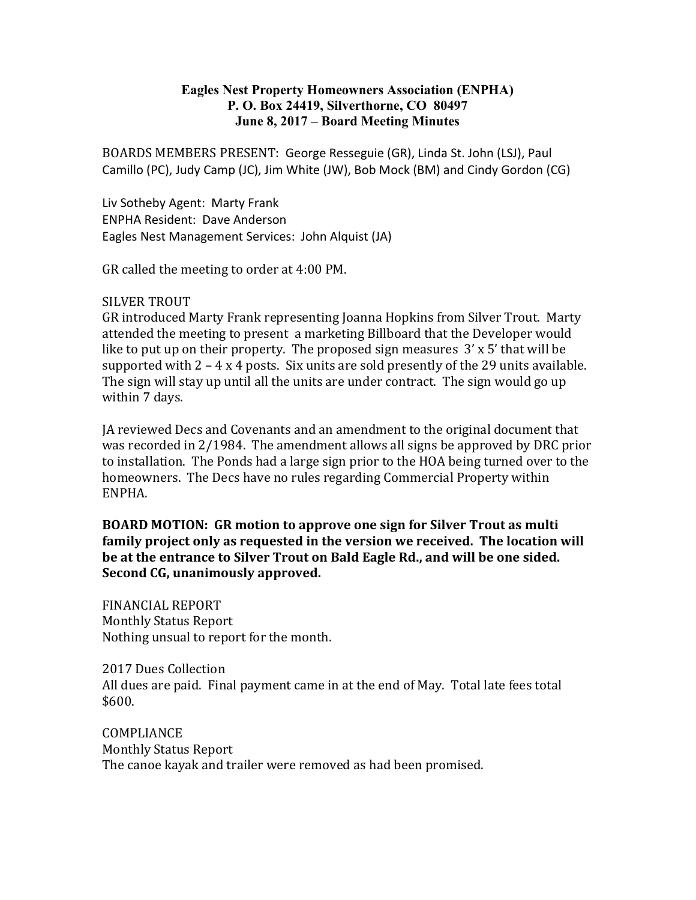**Eagles Nest Property Homeowners Association (ENPHA)**
**P. O. Box 24419, Silverthorne, CO 80497**
**June 8, 2017 – Board Meeting Minutes**

BOARDS MEMBERS PRESENT: George Resseguie (GR), Linda St. John (LSJ), Paul Camillo (PC), Judy Camp (JC), Jim White (JW), Bob Mock (BM) and Cindy Gordon (CG)

Liv Sotheby Agent: Marty Frank
ENPHA Resident: Dave Anderson
Eagles Nest Management Services: John Alquist (JA)

GR called the meeting to order at 4:00 PM.

SILVER TROUT
GR introduced Marty Frank representing Joanna Hopkins from Silver Trout. Marty attended the meeting to present a marketing Billboard that the Developer would like to put up on their property. The proposed sign measures 3' x 5' that will be supported with 2 – 4 x 4 posts. Six units are sold presently of the 29 units available. The sign will stay up until all the units are under contract. The sign would go up within 7 days.

JA reviewed Decs and Covenants and an amendment to the original document that was recorded in 2/1984. The amendment allows all signs be approved by DRC prior to installation. The Ponds had a large sign prior to the HOA being turned over to the homeowners. The Decs have no rules regarding Commercial Property within ENPHA.

**BOARD MOTION: GR motion to approve one sign for Silver Trout as multi family project only as requested in the version we received. The location will be at the entrance to Silver Trout on Bald Eagle Rd., and will be one sided. Second CG, unanimously approved.**

FINANCIAL REPORT
Monthly Status Report
Nothing unsual to report for the month.

2017 Dues Collection
All dues are paid. Final payment came in at the end of May. Total late fees total $600.

COMPLIANCE
Monthly Status Report
The canoe kayak and trailer were removed as had been promised.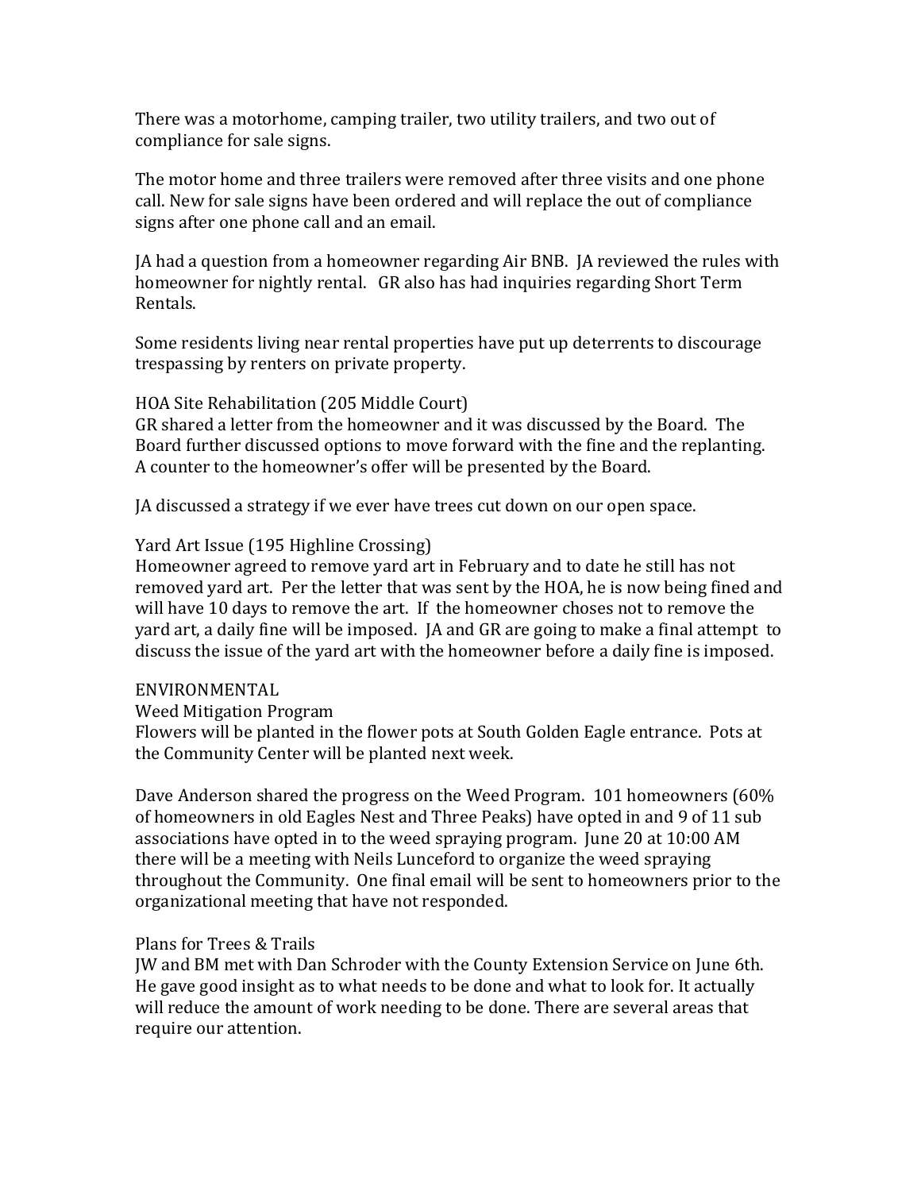There was a motorhome, camping trailer, two utility trailers, and two out of compliance for sale signs.

The motor home and three trailers were removed after three visits and one phone call. New for sale signs have been ordered and will replace the out of compliance signs after one phone call and an email.

JA had a question from a homeowner regarding Air BNB. JA reviewed the rules with homeowner for nightly rental. GR also has had inquiries regarding Short Term Rentals.

Some residents living near rental properties have put up deterrents to discourage trespassing by renters on private property.

HOA Site Rehabilitation (205 Middle Court)
GR shared a letter from the homeowner and it was discussed by the Board. The Board further discussed options to move forward with the fine and the replanting. A counter to the homeowner's offer will be presented by the Board.

JA discussed a strategy if we ever have trees cut down on our open space.

Yard Art Issue (195 Highline Crossing)
Homeowner agreed to remove yard art in February and to date he still has not removed yard art. Per the letter that was sent by the HOA, he is now being fined and will have 10 days to remove the art. If the homeowner choses not to remove the yard art, a daily fine will be imposed. JA and GR are going to make a final attempt to discuss the issue of the yard art with the homeowner before a daily fine is imposed.

ENVIRONMENTAL
Weed Mitigation Program
Flowers will be planted in the flower pots at South Golden Eagle entrance. Pots at the Community Center will be planted next week.

Dave Anderson shared the progress on the Weed Program. 101 homeowners (60% of homeowners in old Eagles Nest and Three Peaks) have opted in and 9 of 11 sub associations have opted in to the weed spraying program. June 20 at 10:00 AM there will be a meeting with Neils Lunceford to organize the weed spraying throughout the Community. One final email will be sent to homeowners prior to the organizational meeting that have not responded.

Plans for Trees & Trails
JW and BM met with Dan Schroder with the County Extension Service on June 6th. He gave good insight as to what needs to be done and what to look for. It actually will reduce the amount of work needing to be done. There are several areas that require our attention.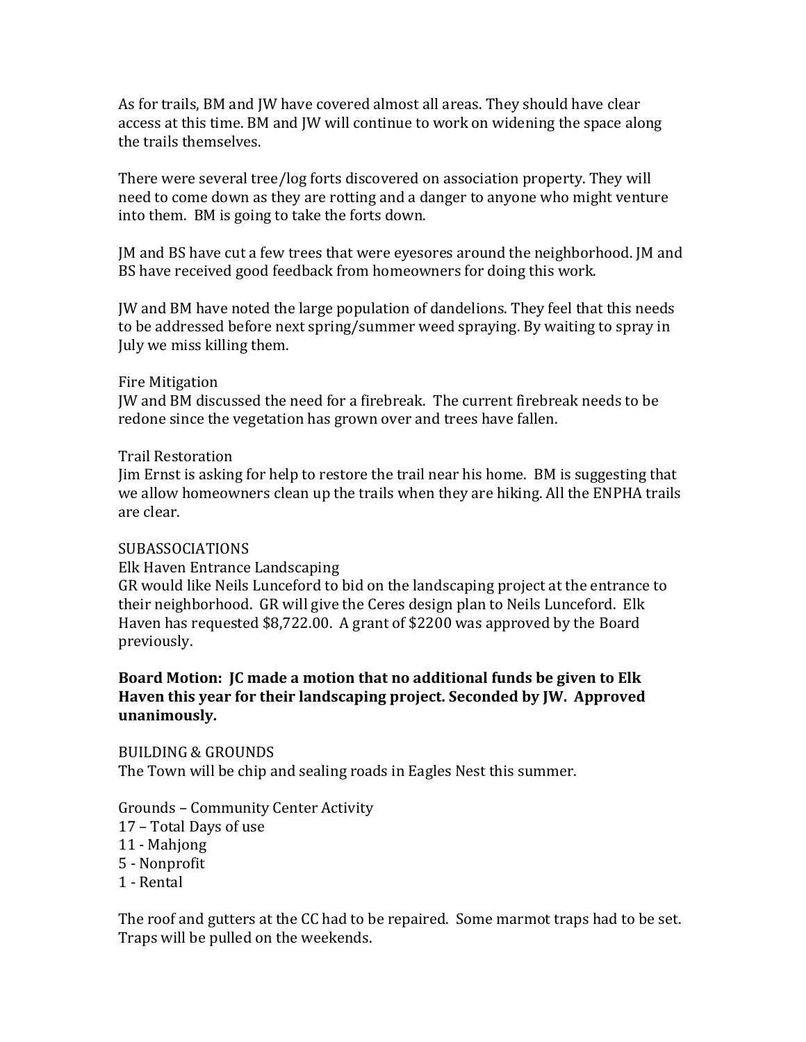As for trails, BM and JW have covered almost all areas. They should have clear access at this time. BM and JW will continue to work on widening the space along the trails themselves.

There were several tree/log forts discovered on association property. They will need to come down as they are rotting and a danger to anyone who might venture into them. BM is going to take the forts down.

JM and BS have cut a few trees that were eyesores around the neighborhood. JM and BS have received good feedback from homeowners for doing this work.

JW and BM have noted the large population of dandelions. They feel that this needs to be addressed before next spring/summer weed spraying. By waiting to spray in July we miss killing them.

Fire Mitigation
JW and BM discussed the need for a firebreak. The current firebreak needs to be redone since the vegetation has grown over and trees have fallen.

Trail Restoration
Jim Ernst is asking for help to restore the trail near his home. BM is suggesting that we allow homeowners clean up the trails when they are hiking. All the ENPHA trails are clear.

SUBASSOCIATIONS
Elk Haven Entrance Landscaping
GR would like Neils Lunceford to bid on the landscaping project at the entrance to their neighborhood. GR will give the Ceres design plan to Neils Lunceford. Elk Haven has requested $8,722.00. A grant of $2200 was approved by the Board previously.

**Board Motion: JC made a motion that no additional funds be given to Elk Haven this year for their landscaping project. Seconded by JW. Approved unanimously.**

BUILDING & GROUNDS
The Town will be chip and sealing roads in Eagles Nest this summer.

Grounds – Community Center Activity
17 – Total Days of use
11 - Mahjong
5 - Nonprofit
1 - Rental

The roof and gutters at the CC had to be repaired. Some marmot traps had to be set. Traps will be pulled on the weekends.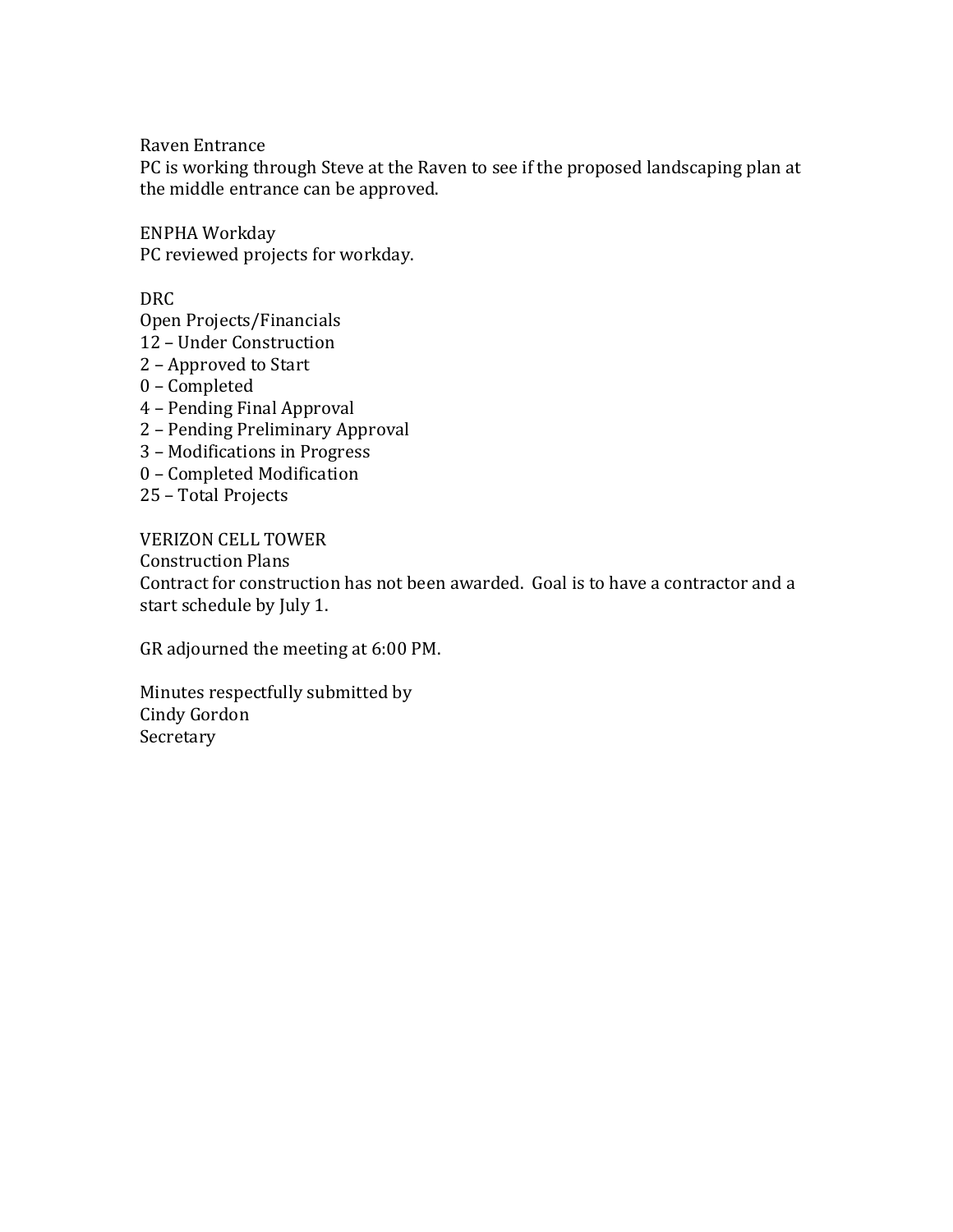Raven Entrance
PC is working through Steve at the Raven to see if the proposed landscaping plan at the middle entrance can be approved.

ENPHA Workday
PC reviewed projects for workday.

DRC
Open Projects/Financials
12 – Under Construction
2 – Approved to Start
0 – Completed
4 – Pending Final Approval
2 – Pending Preliminary Approval
3 – Modifications in Progress
0 – Completed Modification
25 – Total Projects

VERIZON CELL TOWER
Construction Plans
Contract for construction has not been awarded. Goal is to have a contractor and a start schedule by July 1.

GR adjourned the meeting at 6:00 PM.

Minutes respectfully submitted by
Cindy Gordon
Secretary